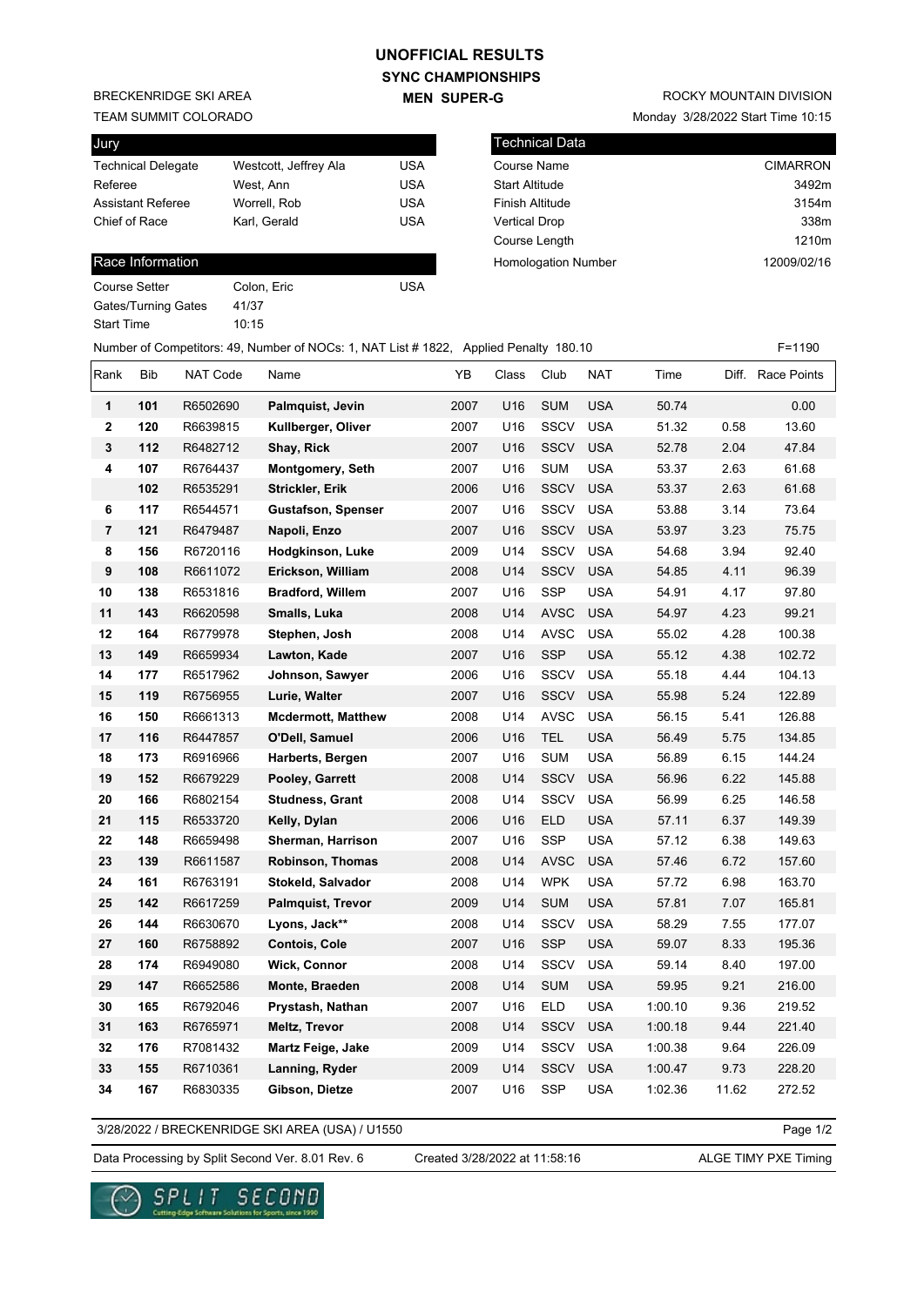# UNOFFICIAL RESULTS
## SYNC CHAMPIONSHIPS
### MEN SUPER-G

BRECKENRIDGE SKI AREA
TEAM SUMMIT COLORADO

ROCKY MOUNTAIN DIVISION
Monday 3/28/2022 Start Time 10:15

| Jury | | |
|---|---|---|
| Technical Delegate | Westcott, Jeffrey Ala | USA |
| Referee | West, Ann | USA |
| Assistant Referee | Worrell, Rob | USA |
| Chief of Race | Karl, Gerald | USA |

| Technical Data | |
|---|---|
| Course Name | CIMARRON |
| Start Altitude | 3492m |
| Finish Altitude | 3154m |
| Vertical Drop | 338m |
| Course Length | 1210m |
| Homologation Number | 12009/02/16 |

| Race Information | | |
|---|---|---|
| Course Setter | Colon, Eric | USA |
| Gates/Turning Gates | 41/37 | |
| Start Time | 10:15 | |

Number of Competitors: 49, Number of NOCs: 1, NAT List # 1822, Applied Penalty 180.10 F=1190

| Rank | Bib | NAT Code | Name | YB | Class | Club | NAT | Time | Diff. | Race Points |
|---|---|---|---|---|---|---|---|---|---|---|
| 1 | 101 | R6502690 | **Palmquist, Jevin** | 2007 | U16 | SUM | USA | 50.74 | | 0.00 |
| 2 | 120 | R6639815 | **Kullberger, Oliver** | 2007 | U16 | SSCV | USA | 51.32 | 0.58 | 13.60 |
| 3 | 112 | R6482712 | **Shay, Rick** | 2007 | U16 | SSCV | USA | 52.78 | 2.04 | 47.84 |
| 4 | 107 | R6764437 | **Montgomery, Seth** | 2007 | U16 | SUM | USA | 53.37 | 2.63 | 61.68 |
| | 102 | R6535291 | **Strickler, Erik** | 2006 | U16 | SSCV | USA | 53.37 | 2.63 | 61.68 |
| 6 | 117 | R6544571 | **Gustafson, Spenser** | 2007 | U16 | SSCV | USA | 53.88 | 3.14 | 73.64 |
| 7 | 121 | R6479487 | **Napoli, Enzo** | 2007 | U16 | SSCV | USA | 53.97 | 3.23 | 75.75 |
| 8 | 156 | R6720116 | **Hodgkinson, Luke** | 2009 | U14 | SSCV | USA | 54.68 | 3.94 | 92.40 |
| 9 | 108 | R6611072 | **Erickson, William** | 2008 | U14 | SSCV | USA | 54.85 | 4.11 | 96.39 |
| 10 | 138 | R6531816 | **Bradford, Willem** | 2007 | U16 | SSP | USA | 54.91 | 4.17 | 97.80 |
| 11 | 143 | R6620598 | **Smalls, Luka** | 2008 | U14 | AVSC | USA | 54.97 | 4.23 | 99.21 |
| 12 | 164 | R6779978 | **Stephen, Josh** | 2008 | U14 | AVSC | USA | 55.02 | 4.28 | 100.38 |
| 13 | 149 | R6659934 | **Lawton, Kade** | 2007 | U16 | SSP | USA | 55.12 | 4.38 | 102.72 |
| 14 | 177 | R6517962 | **Johnson, Sawyer** | 2006 | U16 | SSCV | USA | 55.18 | 4.44 | 104.13 |
| 15 | 119 | R6756955 | **Lurie, Walter** | 2007 | U16 | SSCV | USA | 55.98 | 5.24 | 122.89 |
| 16 | 150 | R6661313 | **Mcdermott, Matthew** | 2008 | U14 | AVSC | USA | 56.15 | 5.41 | 126.88 |
| 17 | 116 | R6447857 | **O'Dell, Samuel** | 2006 | U16 | TEL | USA | 56.49 | 5.75 | 134.85 |
| 18 | 173 | R6916966 | **Harberts, Bergen** | 2007 | U16 | SUM | USA | 56.89 | 6.15 | 144.24 |
| 19 | 152 | R6679229 | **Pooley, Garrett** | 2008 | U14 | SSCV | USA | 56.96 | 6.22 | 145.88 |
| 20 | 166 | R6802154 | **Studness, Grant** | 2008 | U14 | SSCV | USA | 56.99 | 6.25 | 146.58 |
| 21 | 115 | R6533720 | **Kelly, Dylan** | 2006 | U16 | ELD | USA | 57.11 | 6.37 | 149.39 |
| 22 | 148 | R6659498 | **Sherman, Harrison** | 2007 | U16 | SSP | USA | 57.12 | 6.38 | 149.63 |
| 23 | 139 | R6611587 | **Robinson, Thomas** | 2008 | U14 | AVSC | USA | 57.46 | 6.72 | 157.60 |
| 24 | 161 | R6763191 | **Stokeld, Salvador** | 2008 | U14 | WPK | USA | 57.72 | 6.98 | 163.70 |
| 25 | 142 | R6617259 | **Palmquist, Trevor** | 2009 | U14 | SUM | USA | 57.81 | 7.07 | 165.81 |
| 26 | 144 | R6630670 | **Lyons, Jack\*\*** | 2008 | U14 | SSCV | USA | 58.29 | 7.55 | 177.07 |
| 27 | 160 | R6758892 | **Contois, Cole** | 2007 | U16 | SSP | USA | 59.07 | 8.33 | 195.36 |
| 28 | 174 | R6949080 | **Wick, Connor** | 2008 | U14 | SSCV | USA | 59.14 | 8.40 | 197.00 |
| 29 | 147 | R6652586 | **Monte, Braeden** | 2008 | U14 | SUM | USA | 59.95 | 9.21 | 216.00 |
| 30 | 165 | R6792046 | **Prystash, Nathan** | 2007 | U16 | ELD | USA | 1:00.10 | 9.36 | 219.52 |
| 31 | 163 | R6765971 | **Meltz, Trevor** | 2008 | U14 | SSCV | USA | 1:00.18 | 9.44 | 221.40 |
| 32 | 176 | R7081432 | **Martz Feige, Jake** | 2009 | U14 | SSCV | USA | 1:00.38 | 9.64 | 226.09 |
| 33 | 155 | R6710361 | **Lanning, Ryder** | 2009 | U14 | SSCV | USA | 1:00.47 | 9.73 | 228.20 |
| 34 | 167 | R6830335 | **Gibson, Dietze** | 2007 | U16 | SSP | USA | 1:02.36 | 11.62 | 272.52 |

3/28/2022 / BRECKENRIDGE SKI AREA (USA) / U1550

Data Processing by Split Second Ver. 8.01 Rev. 6 Created 3/28/2022 at 11:58:16 ALGE TIMY PXE Timing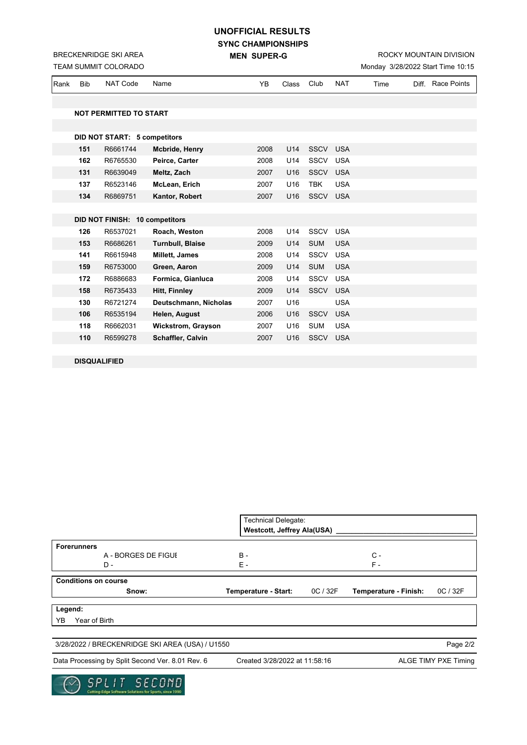# UNOFFICIAL RESULTS

## SYNC CHAMPIONSHIPS

### MEN SUPER-G

BRECKENRIDGE SKI AREA
TEAM SUMMIT COLORADO

ROCKY MOUNTAIN DIVISION
Monday 3/28/2022 Start Time 10:15

| Rank | Bib | NAT Code | Name | YB | Class | Club | NAT | Time | Diff. | Race Points |
|---|---|---|---|---|---|---|---|---|---|---|
| | **NOT PERMITTED TO START** | | | | | | | | | |
| | **DID NOT START: 5 competitors** | | | | | | | | | |
| | **151** | R6661744 | **Mcbride, Henry** | 2008 | U14 | SSCV | USA | | | |
| | **162** | R6765530 | **Peirce, Carter** | 2008 | U14 | SSCV | USA | | | |
| | **131** | R6639049 | **Meltz, Zach** | 2007 | U16 | SSCV | USA | | | |
| | **137** | R6523146 | **McLean, Erich** | 2007 | U16 | TBK | USA | | | |
| | **134** | R6869751 | **Kantor, Robert** | 2007 | U16 | SSCV | USA | | | |
| | **DID NOT FINISH: 10 competitors** | | | | | | | | | |
| | **126** | R6537021 | **Roach, Weston** | 2008 | U14 | SSCV | USA | | | |
| | **153** | R6686261 | **Turnbull, Blaise** | 2009 | U14 | SUM | USA | | | |
| | **141** | R6615948 | **Millett, James** | 2008 | U14 | SSCV | USA | | | |
| | **159** | R6753000 | **Green, Aaron** | 2009 | U14 | SUM | USA | | | |
| | **172** | R6886683 | **Formica, Gianluca** | 2008 | U14 | SSCV | USA | | | |
| | **158** | R6735433 | **Hitt, Finnley** | 2009 | U14 | SSCV | USA | | | |
| | **130** | R6721274 | **Deutschmann, Nicholas** | 2007 | U16 | | USA | | | |
| | **106** | R6535194 | **Helen, August** | 2006 | U16 | SSCV | USA | | | |
| | **118** | R6662031 | **Wickstrom, Grayson** | 2007 | U16 | SUM | USA | | | |
| | **110** | R6599278 | **Schaffler, Calvin** | 2007 | U16 | SSCV | USA | | | |
| | **DISQUALIFIED** | | | | | | | | | |

Technical Delegate:
**Westcott, Jeffrey Ala(USA)**

**Forerunners**

| | | |
|---|---|---|
| A - BORGES DE FIGUI | B - | C - |
| D - | E - | F - |

**Conditions on course**

| | | | | |
|---|---|---|---|---|
| **Snow:** | **Temperature - Start:** | 0C / 32F | **Temperature - Finish:** | 0C / 32F |

**Legend:**
YB Year of Birth

3/28/2022 / BRECKENRIDGE SKI AREA (USA) / U1550

Data Processing by Split Second Ver. 8.01 Rev. 6 — Created 3/28/2022 at 11:58:16 — ALGE TIMY PXE Timing